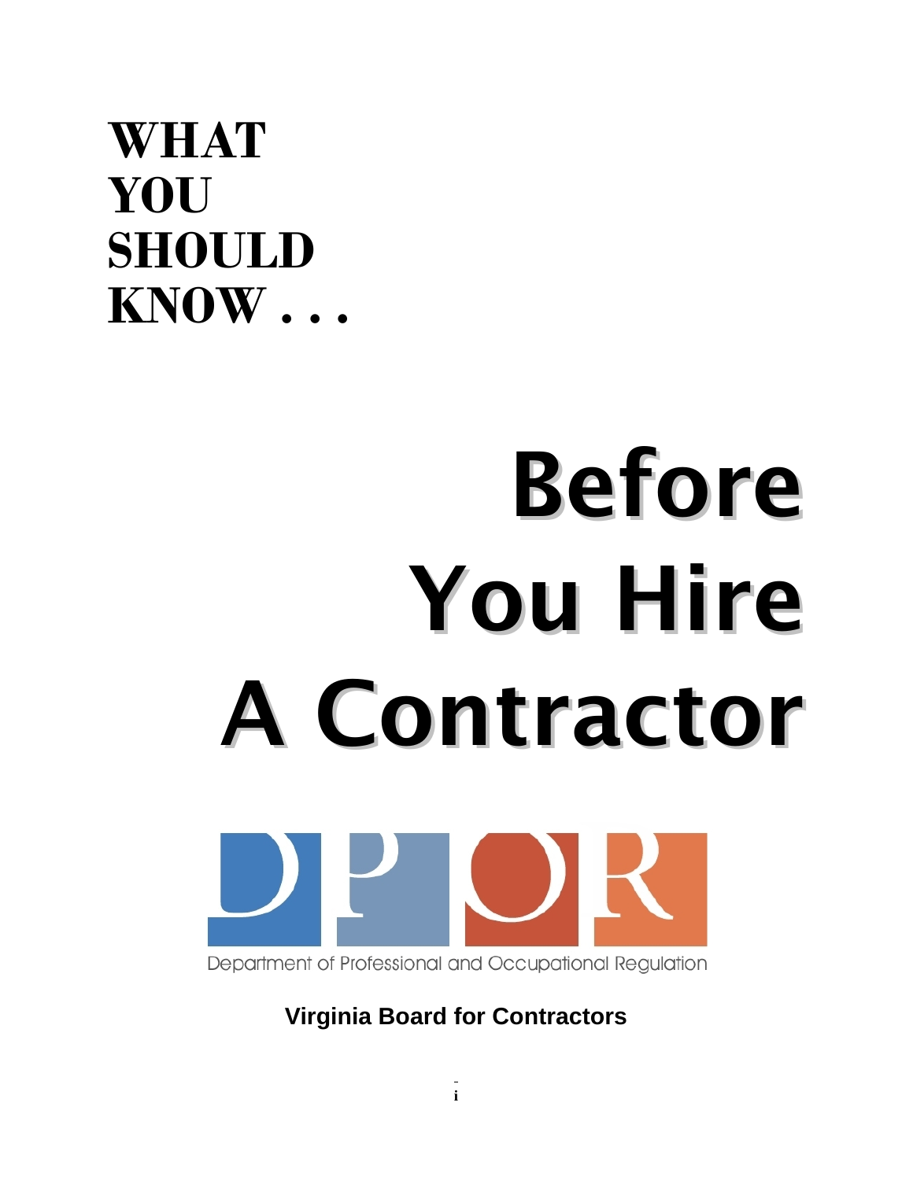**WHAT YOU SHOULD KNOW . . .**

# Before You Hire A Contractor

Department of Professional and Occupational Regulation

**Virginia Board for Contractors**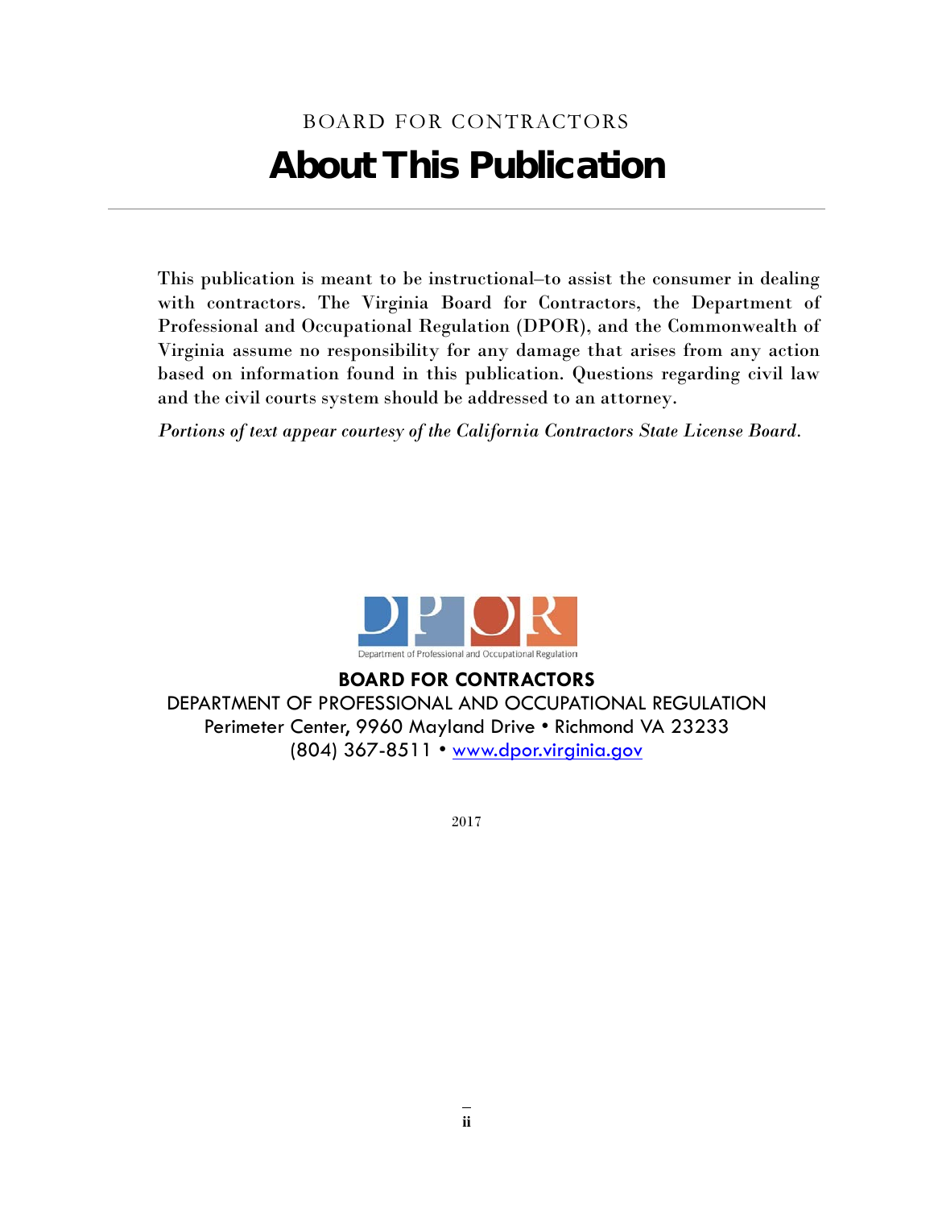BOARD FOR CONTRACTORS

# About This Publication

This publication is meant to be instructional–to assist the consumer in dealing with contractors. The Virginia Board for Contractors, the Department of Professional and Occupational Regulation (DPOR), and the Commonwealth of Virginia assume no responsibility for any damage that arises from any action based on information found in this publication. Questions regarding civil law and the civil courts system should be addressed to an attorney.

*Portions of text appear courtesy of the California Contractors State License Board.*

DPOR
Department of Professional and Occupational Regulation

**BOARD FOR CONTRACTORS**
DEPARTMENT OF PROFESSIONAL AND OCCUPATIONAL REGULATION
Perimeter Center, 9960 Mayland Drive • Richmond VA 23233
(804) 367-8511 • www.dpor.virginia.gov

2017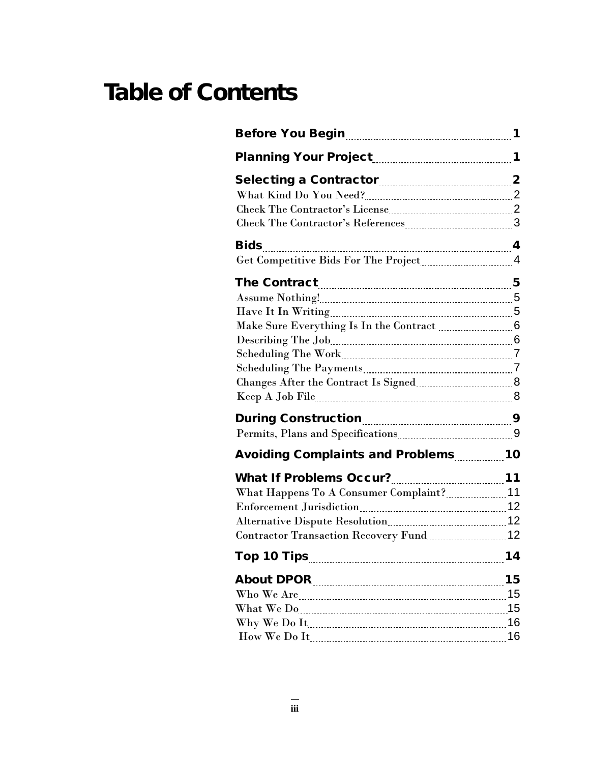# Table of Contents

| | |
|---|---|
| **Before You Begin** | **1** |
| **Planning Your Project** | **1** |
| **Selecting a Contractor** | **2** |
| What Kind Do You Need? | 2 |
| Check The Contractor's License | 2 |
| Check The Contractor's References | 3 |
| **Bids** | **4** |
| Get Competitive Bids For The Project | 4 |
| **The Contract** | **5** |
| Assume Nothing! | 5 |
| Have It In Writing | 5 |
| Make Sure Everything Is In the Contract | 6 |
| Describing The Job | 6 |
| Scheduling The Work | 7 |
| Scheduling The Payments | 7 |
| Changes After the Contract Is Signed | 8 |
| Keep A Job File | 8 |
| **During Construction** | **9** |
| Permits, Plans and Specifications | 9 |
| **Avoiding Complaints and Problems** | **10** |
| **What If Problems Occur?** | **11** |
| What Happens To A Consumer Complaint? | 11 |
| Enforcement Jurisdiction | 12 |
| Alternative Dispute Resolution | 12 |
| Contractor Transaction Recovery Fund | 12 |
| **Top 10 Tips** | **14** |
| **About DPOR** | **15** |
| Who We Are | 15 |
| What We Do | 15 |
| Why We Do It | 16 |
| How We Do It | 16 |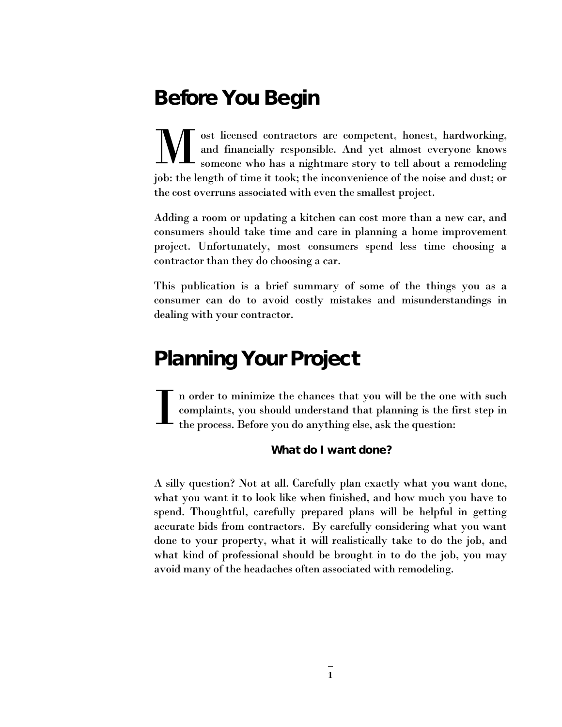## Before You Begin

Most licensed contractors are competent, honest, hardworking, and financially responsible. And yet almost everyone knows someone who has a nightmare story to tell about a remodeling job: the length of time it took; the inconvenience of the noise and dust; or the cost overruns associated with even the smallest project.

Adding a room or updating a kitchen can cost more than a new car, and consumers should take time and care in planning a home improvement project. Unfortunately, most consumers spend less time choosing a contractor than they do choosing a car.

This publication is a brief summary of some of the things you as a consumer can do to avoid costly mistakes and misunderstandings in dealing with your contractor.

## Planning Your Project

In order to minimize the chances that you will be the one with such complaints, you should understand that planning is the first step in the process. Before you do anything else, ask the question:

**What do I want done?**

A silly question? Not at all. Carefully plan exactly what you want done, what you want it to look like when finished, and how much you have to spend. Thoughtful, carefully prepared plans will be helpful in getting accurate bids from contractors. By carefully considering what you want done to your property, what it will realistically take to do the job, and what kind of professional should be brought in to do the job, you may avoid many of the headaches often associated with remodeling.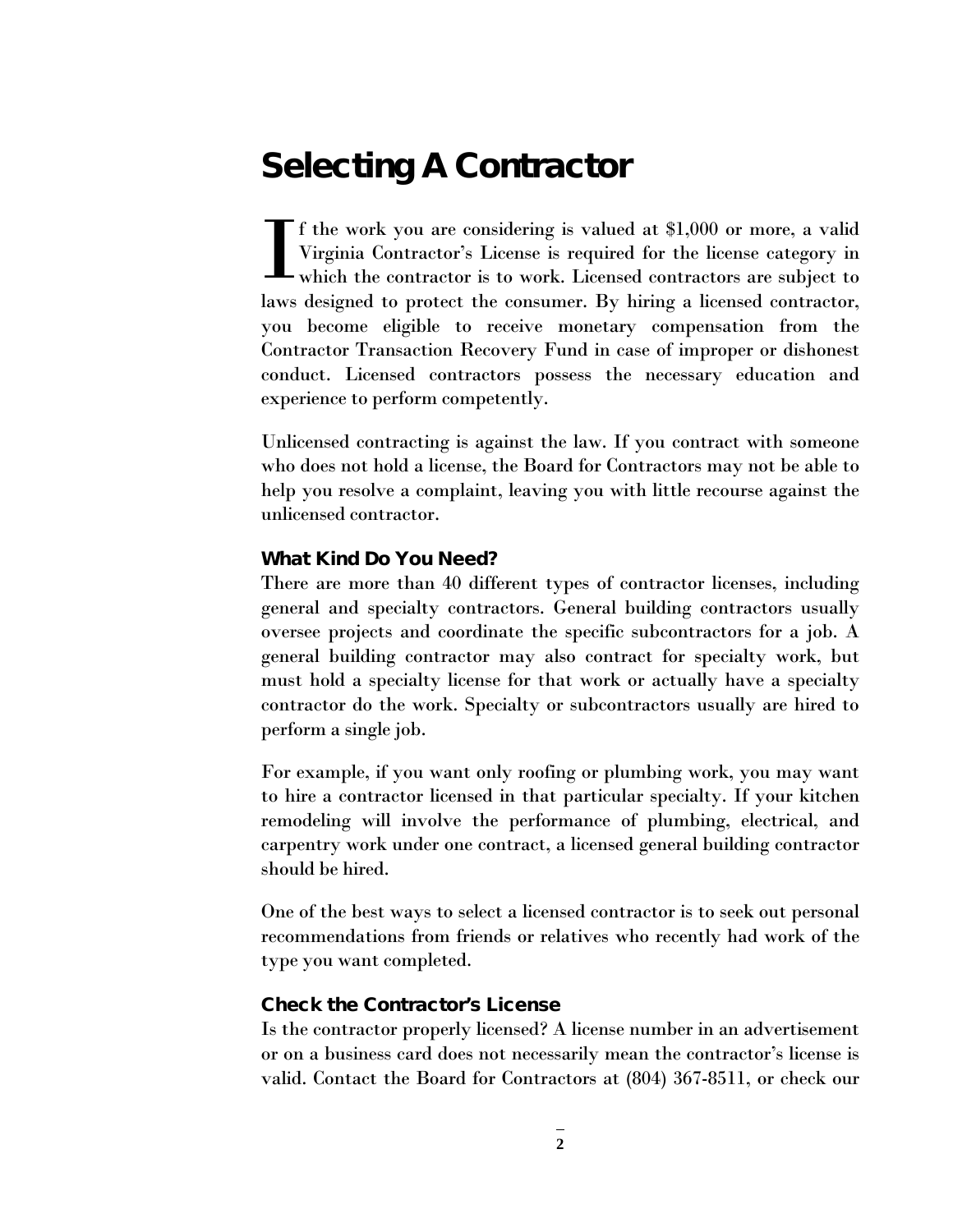# Selecting A Contractor

If the work you are considering is valued at $1,000 or more, a valid Virginia Contractor's License is required for the license category in which the contractor is to work. Licensed contractors are subject to laws designed to protect the consumer. By hiring a licensed contractor, you become eligible to receive monetary compensation from the Contractor Transaction Recovery Fund in case of improper or dishonest conduct. Licensed contractors possess the necessary education and experience to perform competently.

Unlicensed contracting is against the law. If you contract with someone who does not hold a license, the Board for Contractors may not be able to help you resolve a complaint, leaving you with little recourse against the unlicensed contractor.

### What Kind Do You Need?

There are more than 40 different types of contractor licenses, including general and specialty contractors. General building contractors usually oversee projects and coordinate the specific subcontractors for a job. A general building contractor may also contract for specialty work, but must hold a specialty license for that work or actually have a specialty contractor do the work. Specialty or subcontractors usually are hired to perform a single job.

For example, if you want only roofing or plumbing work, you may want to hire a contractor licensed in that particular specialty. If your kitchen remodeling will involve the performance of plumbing, electrical, and carpentry work under one contract, a licensed general building contractor should be hired.

One of the best ways to select a licensed contractor is to seek out personal recommendations from friends or relatives who recently had work of the type you want completed.

### Check the Contractor's License

Is the contractor properly licensed? A license number in an advertisement or on a business card does not necessarily mean the contractor's license is valid. Contact the Board for Contractors at (804) 367-8511, or check our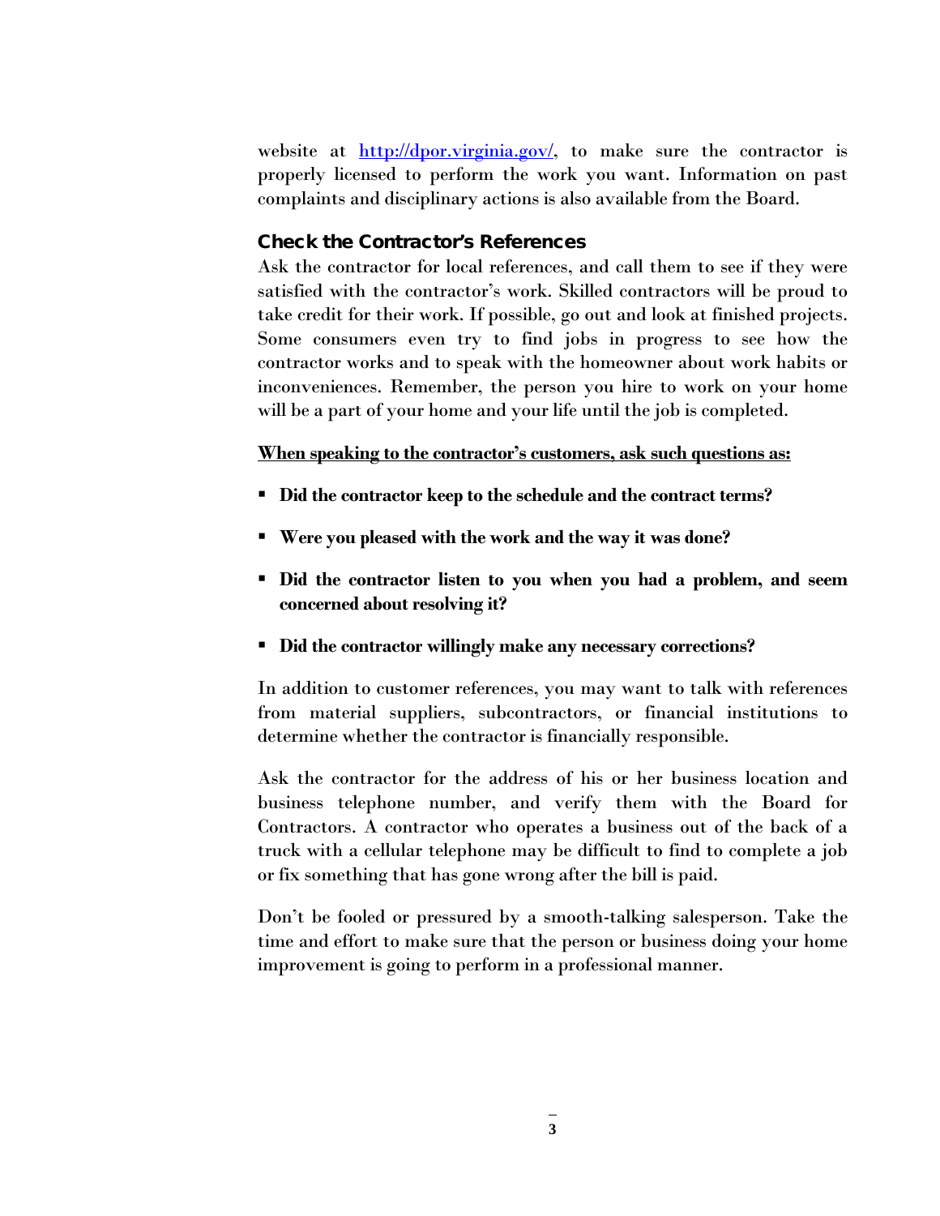website at [http://dpor.virginia.gov/](http://dpor.virginia.gov/), to make sure the contractor is properly licensed to perform the work you want. Information on past complaints and disciplinary actions is also available from the Board.

### Check the Contractor's References

Ask the contractor for local references, and call them to see if they were satisfied with the contractor's work. Skilled contractors will be proud to take credit for their work. If possible, go out and look at finished projects. Some consumers even try to find jobs in progress to see how the contractor works and to speak with the homeowner about work habits or inconveniences. Remember, the person you hire to work on your home will be a part of your home and your life until the job is completed.

**<u>When speaking to the contractor's customers, ask such questions as:</u>**

- **Did the contractor keep to the schedule and the contract terms?**
- **Were you pleased with the work and the way it was done?**
- **Did the contractor listen to you when you had a problem, and seem concerned about resolving it?**
- **Did the contractor willingly make any necessary corrections?**

In addition to customer references, you may want to talk with references from material suppliers, subcontractors, or financial institutions to determine whether the contractor is financially responsible.

Ask the contractor for the address of his or her business location and business telephone number, and verify them with the Board for Contractors. A contractor who operates a business out of the back of a truck with a cellular telephone may be difficult to find to complete a job or fix something that has gone wrong after the bill is paid.

Don't be fooled or pressured by a smooth-talking salesperson. Take the time and effort to make sure that the person or business doing your home improvement is going to perform in a professional manner.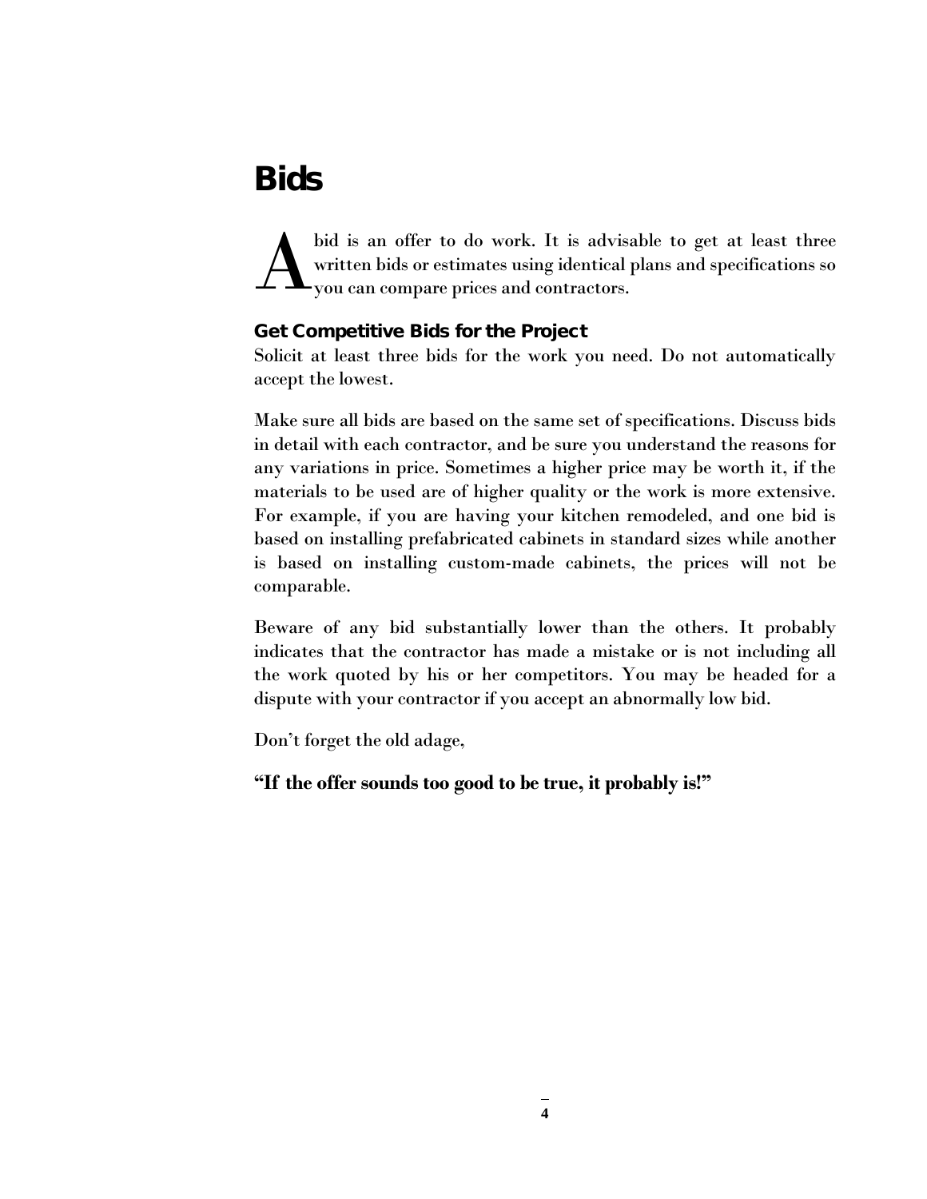# Bids

A bid is an offer to do work. It is advisable to get at least three written bids or estimates using identical plans and specifications so you can compare prices and contractors.

### Get Competitive Bids for the Project

Solicit at least three bids for the work you need. Do not automatically accept the lowest.

Make sure all bids are based on the same set of specifications. Discuss bids in detail with each contractor, and be sure you understand the reasons for any variations in price. Sometimes a higher price may be worth it, if the materials to be used are of higher quality or the work is more extensive. For example, if you are having your kitchen remodeled, and one bid is based on installing prefabricated cabinets in standard sizes while another is based on installing custom-made cabinets, the prices will not be comparable.

Beware of any bid substantially lower than the others. It probably indicates that the contractor has made a mistake or is not including all the work quoted by his or her competitors. You may be headed for a dispute with your contractor if you accept an abnormally low bid.

Don't forget the old adage,

**"If the offer sounds too good to be true, it probably is!"**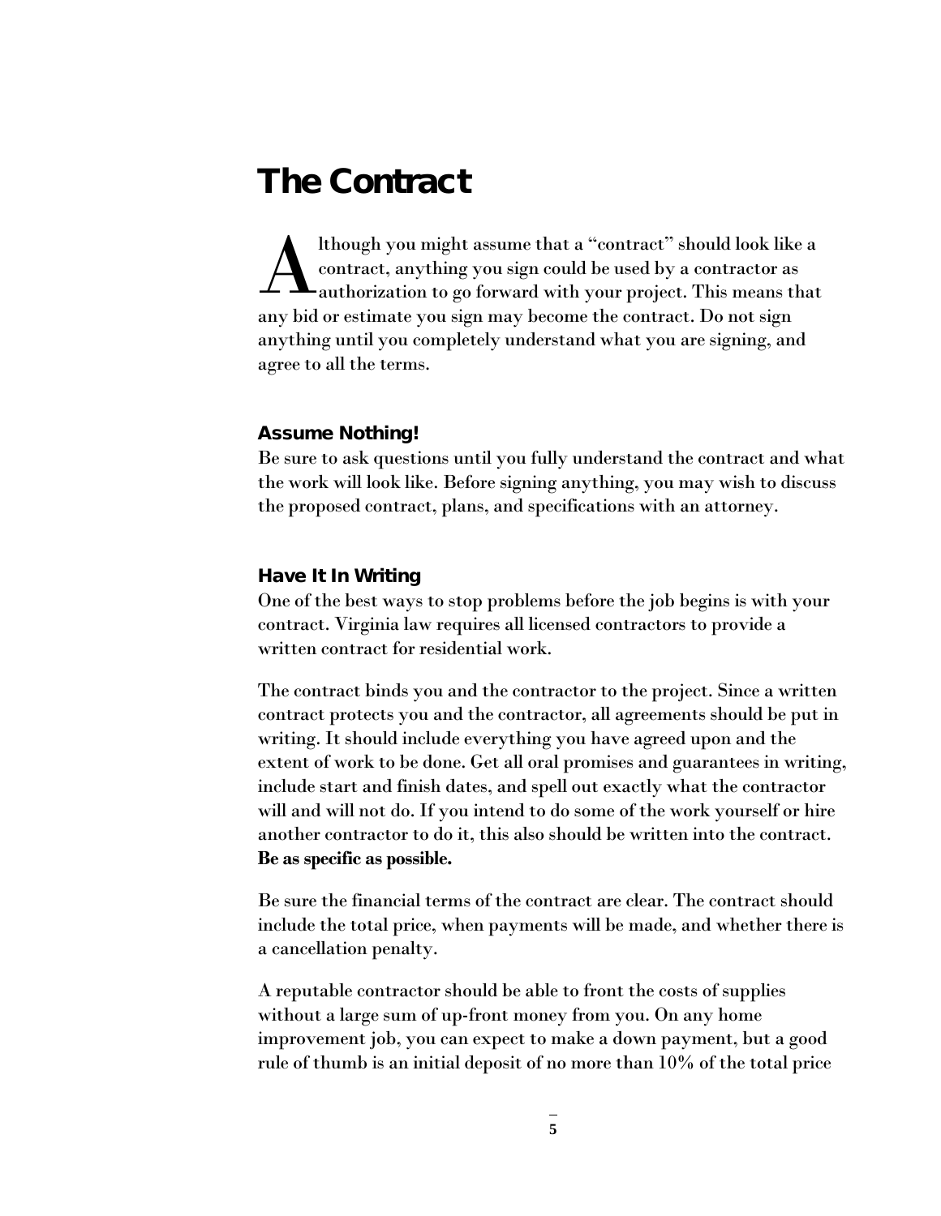# The Contract

Although you might assume that a "contract" should look like a contract, anything you sign could be used by a contractor as authorization to go forward with your project. This means that any bid or estimate you sign may become the contract. Do not sign anything until you completely understand what you are signing, and agree to all the terms.

### Assume Nothing!

Be sure to ask questions until you fully understand the contract and what the work will look like. Before signing anything, you may wish to discuss the proposed contract, plans, and specifications with an attorney.

### Have It In Writing

One of the best ways to stop problems before the job begins is with your contract. Virginia law requires all licensed contractors to provide a written contract for residential work.

The contract binds you and the contractor to the project. Since a written contract protects you and the contractor, all agreements should be put in writing. It should include everything you have agreed upon and the extent of work to be done. Get all oral promises and guarantees in writing, include start and finish dates, and spell out exactly what the contractor will and will not do. If you intend to do some of the work yourself or hire another contractor to do it, this also should be written into the contract. **Be as specific as possible.**

Be sure the financial terms of the contract are clear. The contract should include the total price, when payments will be made, and whether there is a cancellation penalty.

A reputable contractor should be able to front the costs of supplies without a large sum of up-front money from you. On any home improvement job, you can expect to make a down payment, but a good rule of thumb is an initial deposit of no more than 10% of the total price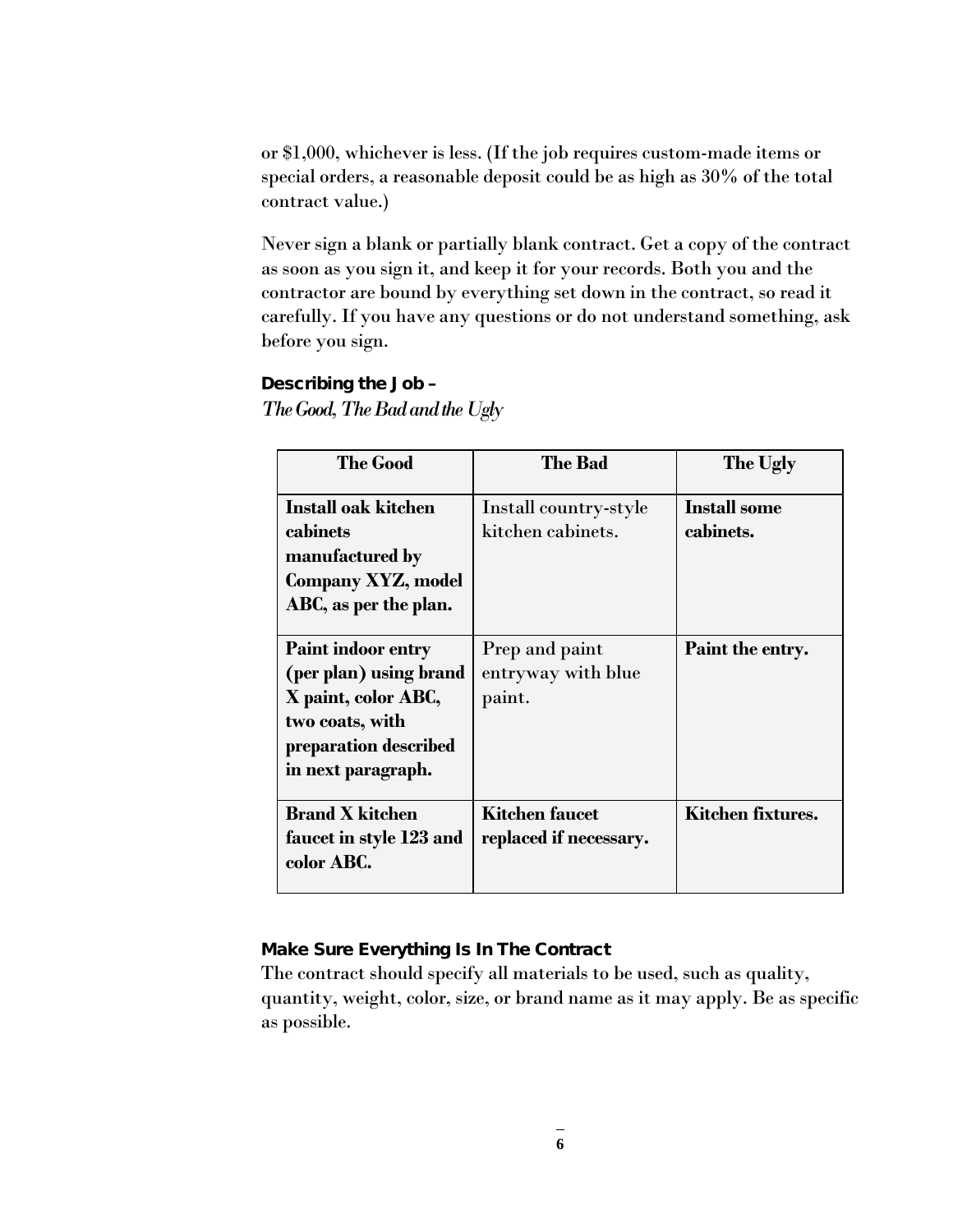or $1,000, whichever is less. (If the job requires custom-made items or special orders, a reasonable deposit could be as high as 30% of the total contract value.)

Never sign a blank or partially blank contract. Get a copy of the contract as soon as you sign it, and keep it for your records. Both you and the contractor are bound by everything set down in the contract, so read it carefully. If you have any questions or do not understand something, ask before you sign.

### Describing the Job –
*The Good, The Bad and the Ugly*

| The Good | The Bad | The Ugly |
|---|---|---|
| **Install oak kitchen cabinets manufactured by Company XYZ, model ABC, as per the plan.** | Install country-style kitchen cabinets. | **Install some cabinets.** |
| **Paint indoor entry (per plan) using brand X paint, color ABC, two coats, with preparation described in next paragraph.** | Prep and paint entryway with blue paint. | **Paint the entry.** |
| **Brand X kitchen faucet in style 123 and color ABC.** | **Kitchen faucet replaced if necessary.** | **Kitchen fixtures.** |

### Make Sure Everything Is In The Contract

The contract should specify all materials to be used, such as quality, quantity, weight, color, size, or brand name as it may apply. Be as specific as possible.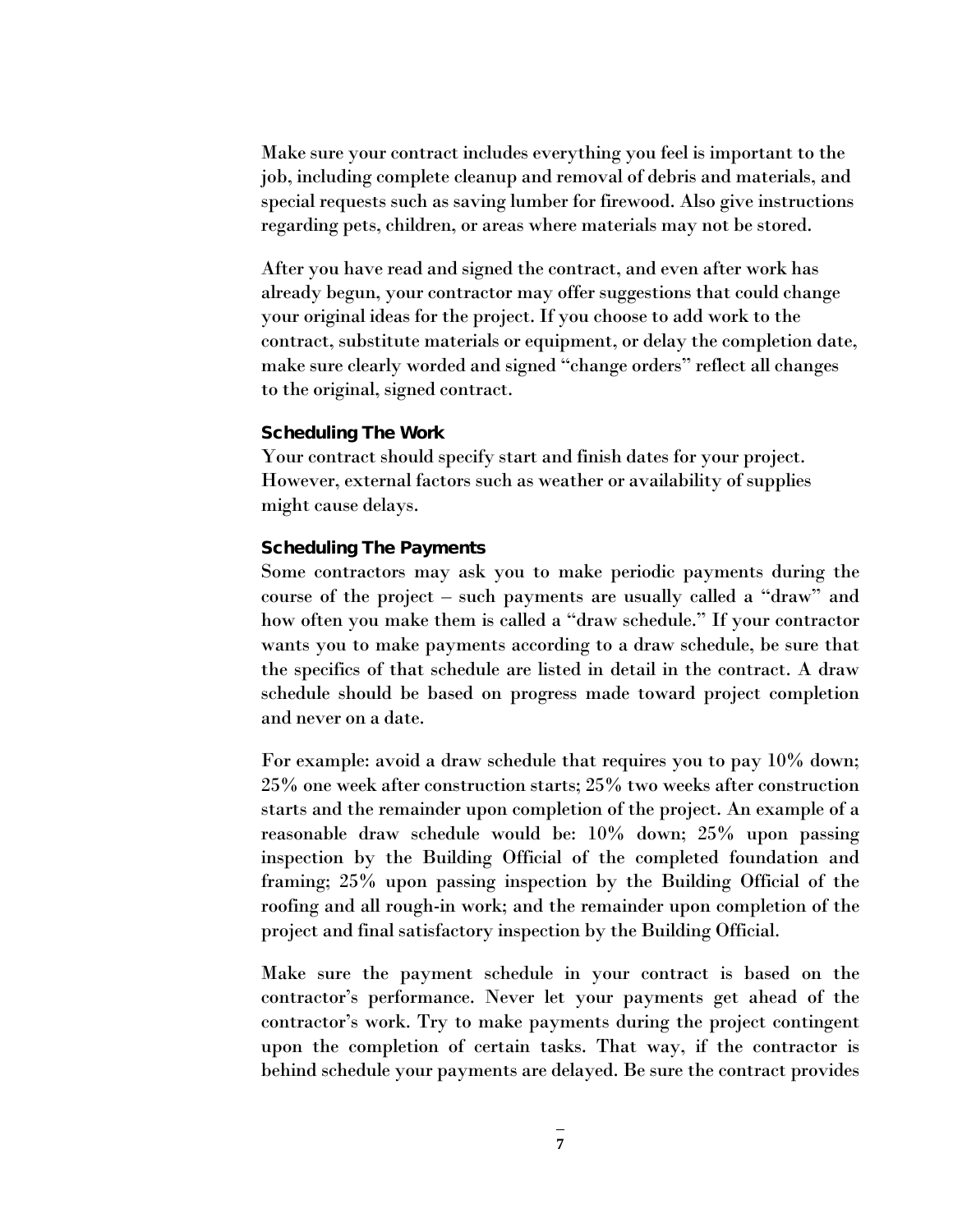Make sure your contract includes everything you feel is important to the job, including complete cleanup and removal of debris and materials, and special requests such as saving lumber for firewood. Also give instructions regarding pets, children, or areas where materials may not be stored.

After you have read and signed the contract, and even after work has already begun, your contractor may offer suggestions that could change your original ideas for the project. If you choose to add work to the contract, substitute materials or equipment, or delay the completion date, make sure clearly worded and signed "change orders" reflect all changes to the original, signed contract.

### Scheduling The Work

Your contract should specify start and finish dates for your project. However, external factors such as weather or availability of supplies might cause delays.

### Scheduling The Payments

Some contractors may ask you to make periodic payments during the course of the project – such payments are usually called a "draw" and how often you make them is called a "draw schedule." If your contractor wants you to make payments according to a draw schedule, be sure that the specifics of that schedule are listed in detail in the contract. A draw schedule should be based on progress made toward project completion and never on a date.

For example: avoid a draw schedule that requires you to pay 10% down; 25% one week after construction starts; 25% two weeks after construction starts and the remainder upon completion of the project. An example of a reasonable draw schedule would be: 10% down; 25% upon passing inspection by the Building Official of the completed foundation and framing; 25% upon passing inspection by the Building Official of the roofing and all rough-in work; and the remainder upon completion of the project and final satisfactory inspection by the Building Official.

Make sure the payment schedule in your contract is based on the contractor's performance. Never let your payments get ahead of the contractor's work. Try to make payments during the project contingent upon the completion of certain tasks. That way, if the contractor is behind schedule your payments are delayed. Be sure the contract provides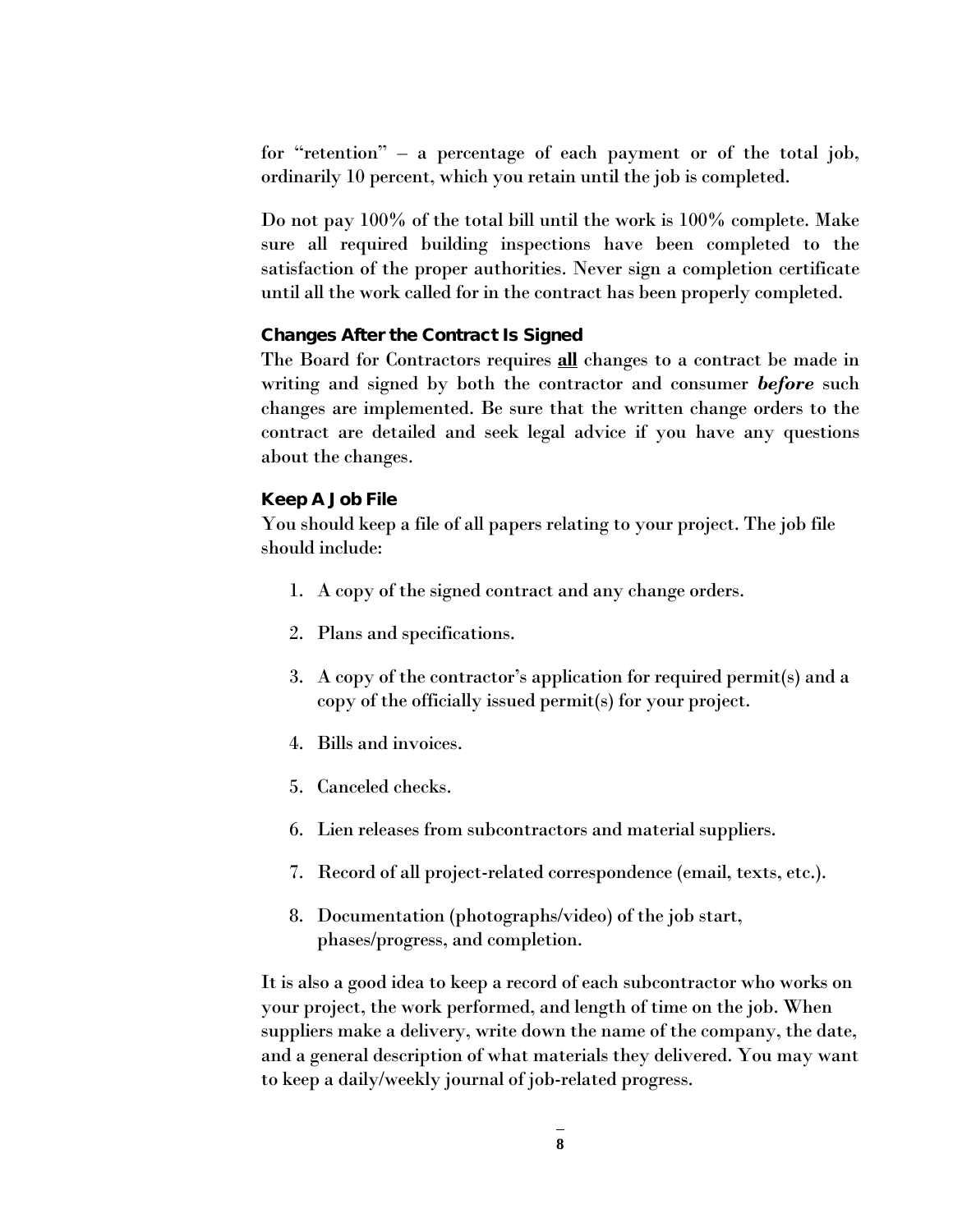for "retention" – a percentage of each payment or of the total job, ordinarily 10 percent, which you retain until the job is completed.

Do not pay 100% of the total bill until the work is 100% complete. Make sure all required building inspections have been completed to the satisfaction of the proper authorities. Never sign a completion certificate until all the work called for in the contract has been properly completed.

### Changes After the Contract Is Signed

The Board for Contractors requires **all** changes to a contract be made in writing and signed by both the contractor and consumer ***before*** such changes are implemented. Be sure that the written change orders to the contract are detailed and seek legal advice if you have any questions about the changes.

### Keep A Job File

You should keep a file of all papers relating to your project. The job file should include:

1. A copy of the signed contract and any change orders.
2. Plans and specifications.
3. A copy of the contractor's application for required permit(s) and a copy of the officially issued permit(s) for your project.
4. Bills and invoices.
5. Canceled checks.
6. Lien releases from subcontractors and material suppliers.
7. Record of all project-related correspondence (email, texts, etc.).
8. Documentation (photographs/video) of the job start, phases/progress, and completion.

It is also a good idea to keep a record of each subcontractor who works on your project, the work performed, and length of time on the job. When suppliers make a delivery, write down the name of the company, the date, and a general description of what materials they delivered. You may want to keep a daily/weekly journal of job-related progress.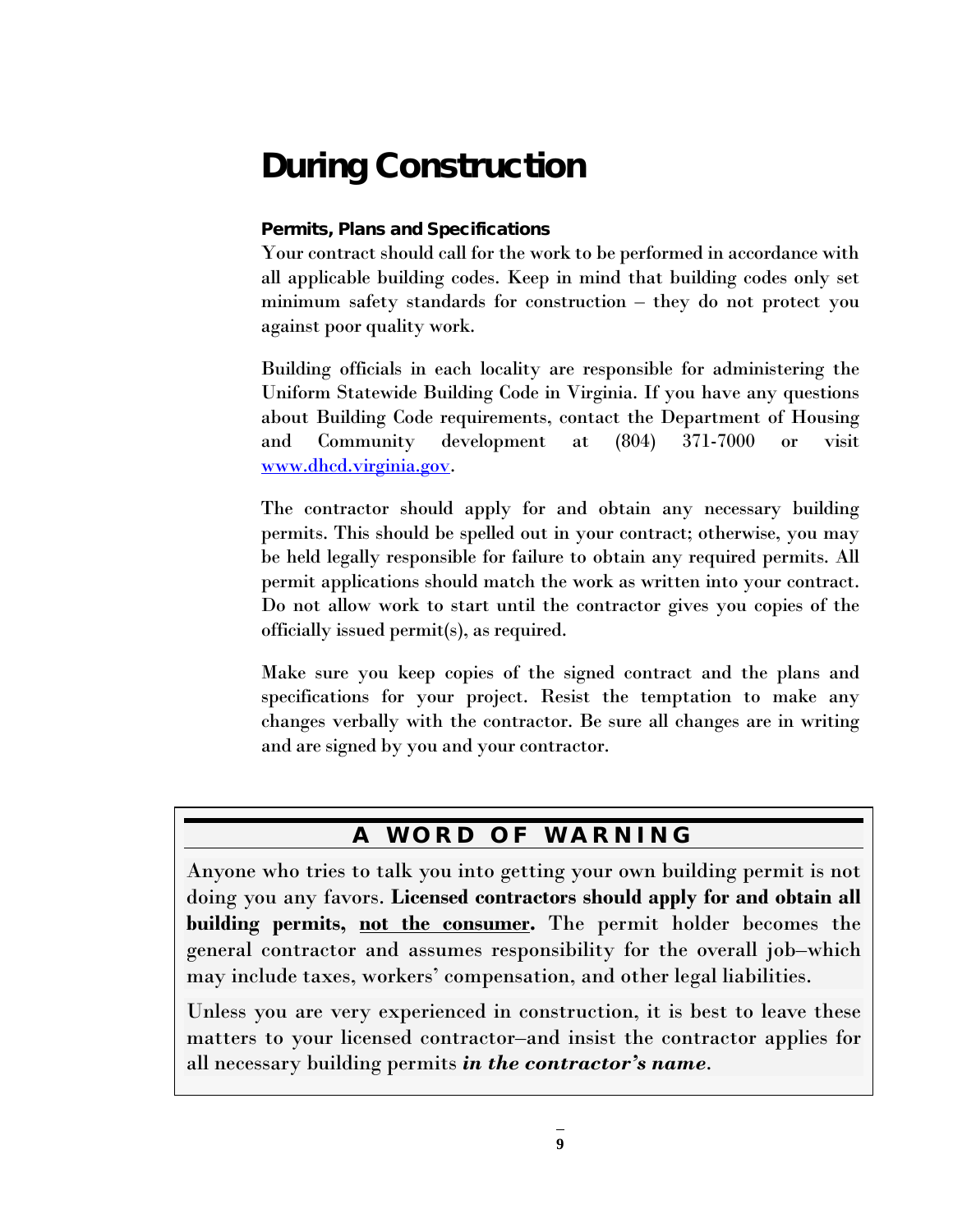# During Construction

### Permits, Plans and Specifications

Your contract should call for the work to be performed in accordance with all applicable building codes. Keep in mind that building codes only set minimum safety standards for construction – they do not protect you against poor quality work.

Building officials in each locality are responsible for administering the Uniform Statewide Building Code in Virginia. If you have any questions about Building Code requirements, contact the Department of Housing and Community development at (804) 371-7000 or visit [www.dhcd.virginia.gov](www.dhcd.virginia.gov).

The contractor should apply for and obtain any necessary building permits. This should be spelled out in your contract; otherwise, you may be held legally responsible for failure to obtain any required permits. All permit applications should match the work as written into your contract. Do not allow work to start until the contractor gives you copies of the officially issued permit(s), as required.

Make sure you keep copies of the signed contract and the plans and specifications for your project. Resist the temptation to make any changes verbally with the contractor. Be sure all changes are in writing and are signed by you and your contractor.

---

## A WORD OF WARNING

Anyone who tries to talk you into getting your own building permit is not doing you any favors. **Licensed contractors should apply for and obtain all building permits, <u>not the consumer</u>.** The permit holder becomes the general contractor and assumes responsibility for the overall job–which may include taxes, workers' compensation, and other legal liabilities.

Unless you are very experienced in construction, it is best to leave these matters to your licensed contractor–and insist the contractor applies for all necessary building permits ***in the contractor's name***.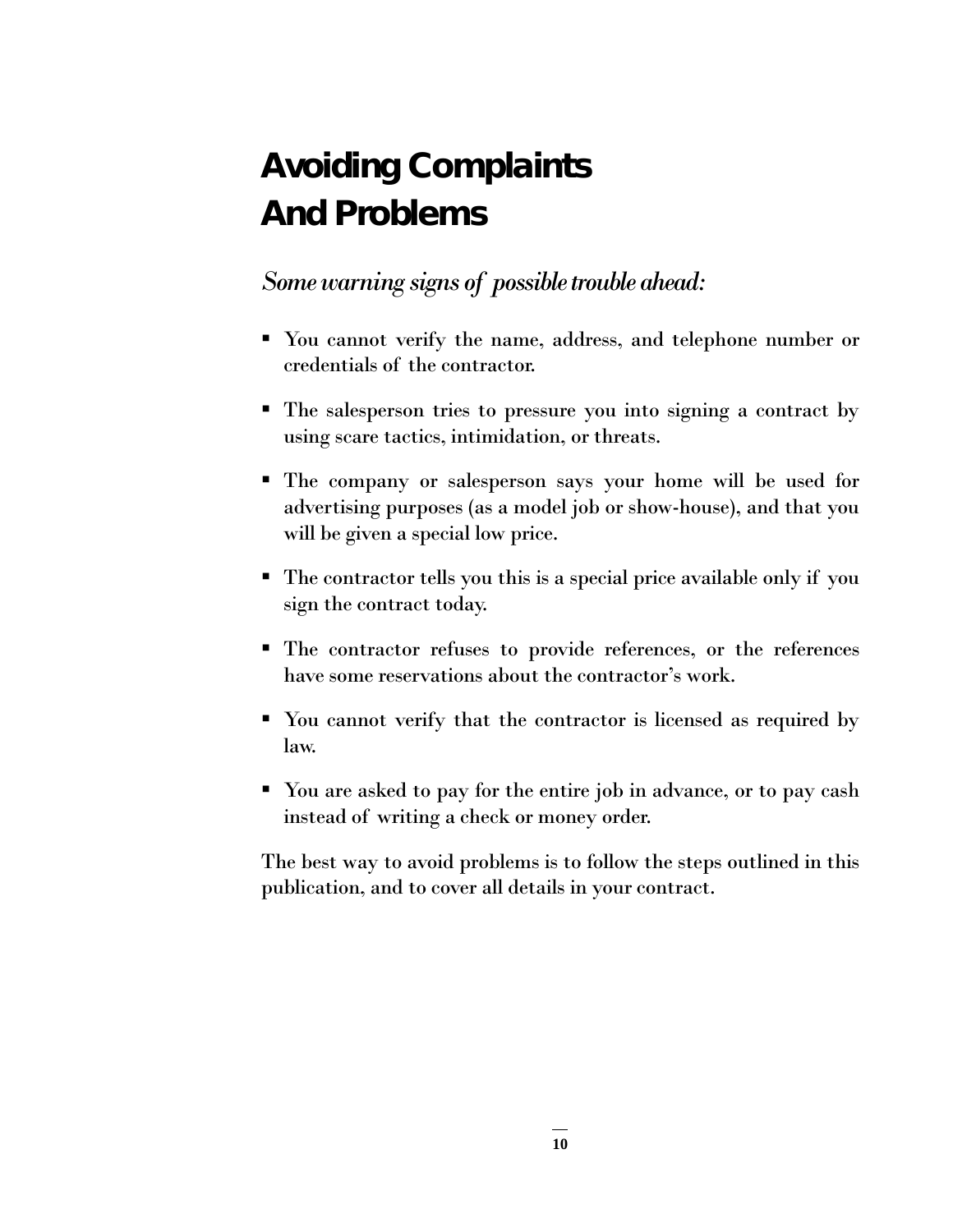# Avoiding Complaints And Problems

*Some warning signs of possible trouble ahead:*

- You cannot verify the name, address, and telephone number or credentials of the contractor.
- The salesperson tries to pressure you into signing a contract by using scare tactics, intimidation, or threats.
- The company or salesperson says your home will be used for advertising purposes (as a model job or show-house), and that you will be given a special low price.
- The contractor tells you this is a special price available only if you sign the contract today.
- The contractor refuses to provide references, or the references have some reservations about the contractor's work.
- You cannot verify that the contractor is licensed as required by law.
- You are asked to pay for the entire job in advance, or to pay cash instead of writing a check or money order.

The best way to avoid problems is to follow the steps outlined in this publication, and to cover all details in your contract.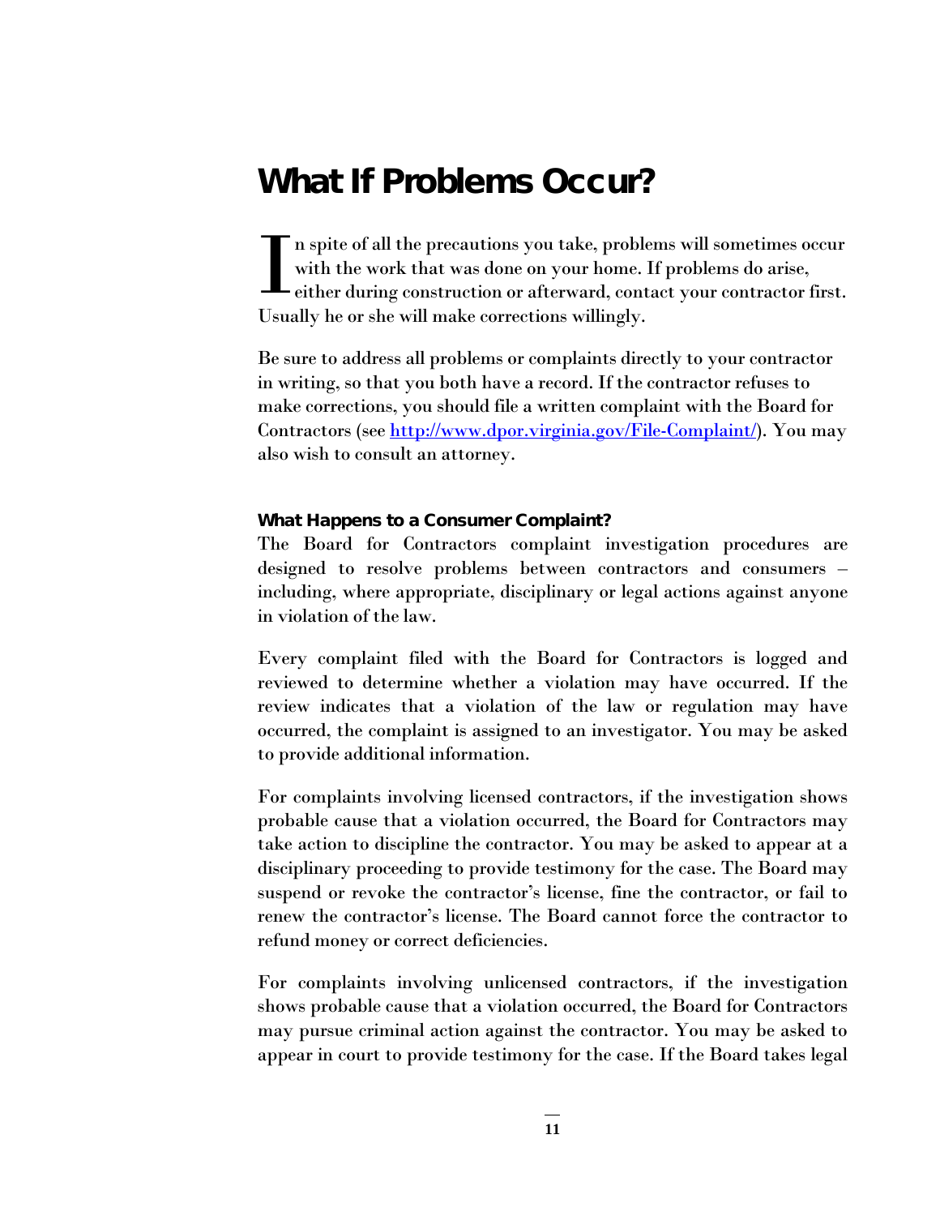# What If Problems Occur?

In spite of all the precautions you take, problems will sometimes occur with the work that was done on your home. If problems do arise, either during construction or afterward, contact your contractor first. Usually he or she will make corrections willingly.

Be sure to address all problems or complaints directly to your contractor in writing, so that you both have a record. If the contractor refuses to make corrections, you should file a written complaint with the Board for Contractors (see [http://www.dpor.virginia.gov/File-Complaint/](http://www.dpor.virginia.gov/File-Complaint/)). You may also wish to consult an attorney.

### What Happens to a Consumer Complaint?

The Board for Contractors complaint investigation procedures are designed to resolve problems between contractors and consumers – including, where appropriate, disciplinary or legal actions against anyone in violation of the law.

Every complaint filed with the Board for Contractors is logged and reviewed to determine whether a violation may have occurred. If the review indicates that a violation of the law or regulation may have occurred, the complaint is assigned to an investigator. You may be asked to provide additional information.

For complaints involving licensed contractors, if the investigation shows probable cause that a violation occurred, the Board for Contractors may take action to discipline the contractor. You may be asked to appear at a disciplinary proceeding to provide testimony for the case. The Board may suspend or revoke the contractor's license, fine the contractor, or fail to renew the contractor's license. The Board cannot force the contractor to refund money or correct deficiencies.

For complaints involving unlicensed contractors, if the investigation shows probable cause that a violation occurred, the Board for Contractors may pursue criminal action against the contractor. You may be asked to appear in court to provide testimony for the case. If the Board takes legal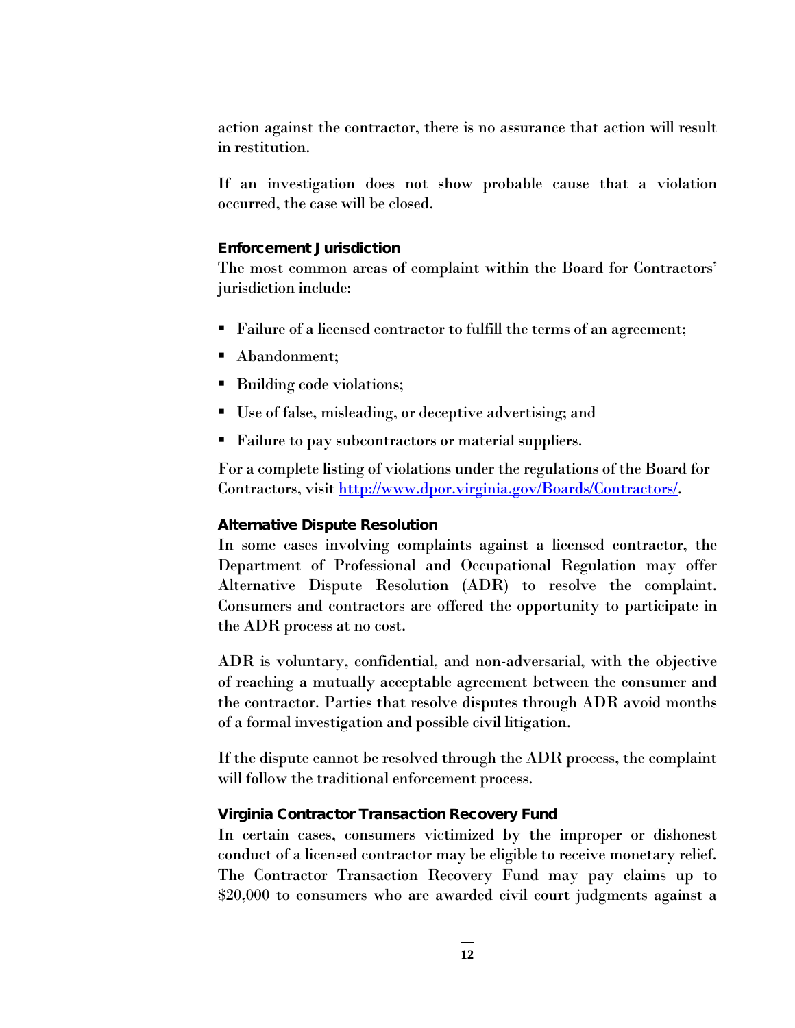action against the contractor, there is no assurance that action will result in restitution.

If an investigation does not show probable cause that a violation occurred, the case will be closed.

### Enforcement Jurisdiction

The most common areas of complaint within the Board for Contractors' jurisdiction include:

- Failure of a licensed contractor to fulfill the terms of an agreement;
- Abandonment;
- Building code violations;
- Use of false, misleading, or deceptive advertising; and
- Failure to pay subcontractors or material suppliers.

For a complete listing of violations under the regulations of the Board for Contractors, visit [http://www.dpor.virginia.gov/Boards/Contractors/](http://www.dpor.virginia.gov/Boards/Contractors/).

### Alternative Dispute Resolution

In some cases involving complaints against a licensed contractor, the Department of Professional and Occupational Regulation may offer Alternative Dispute Resolution (ADR) to resolve the complaint. Consumers and contractors are offered the opportunity to participate in the ADR process at no cost.

ADR is voluntary, confidential, and non-adversarial, with the objective of reaching a mutually acceptable agreement between the consumer and the contractor. Parties that resolve disputes through ADR avoid months of a formal investigation and possible civil litigation.

If the dispute cannot be resolved through the ADR process, the complaint will follow the traditional enforcement process.

### Virginia Contractor Transaction Recovery Fund

In certain cases, consumers victimized by the improper or dishonest conduct of a licensed contractor may be eligible to receive monetary relief. The Contractor Transaction Recovery Fund may pay claims up to $20,000 to consumers who are awarded civil court judgments against a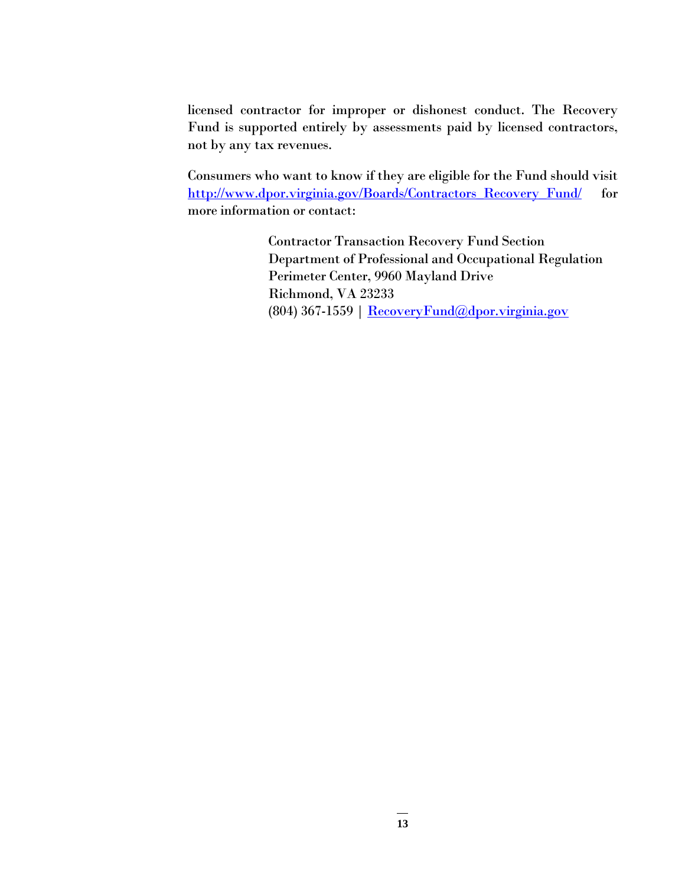licensed contractor for improper or dishonest conduct. The Recovery Fund is supported entirely by assessments paid by licensed contractors, not by any tax revenues.

Consumers who want to know if they are eligible for the Fund should visit http://www.dpor.virginia.gov/Boards/Contractors_Recovery_Fund/ for more information or contact:

> Contractor Transaction Recovery Fund Section
> Department of Professional and Occupational Regulation
> Perimeter Center, 9960 Mayland Drive
> Richmond, VA 23233
> (804) 367-1559 | RecoveryFund@dpor.virginia.gov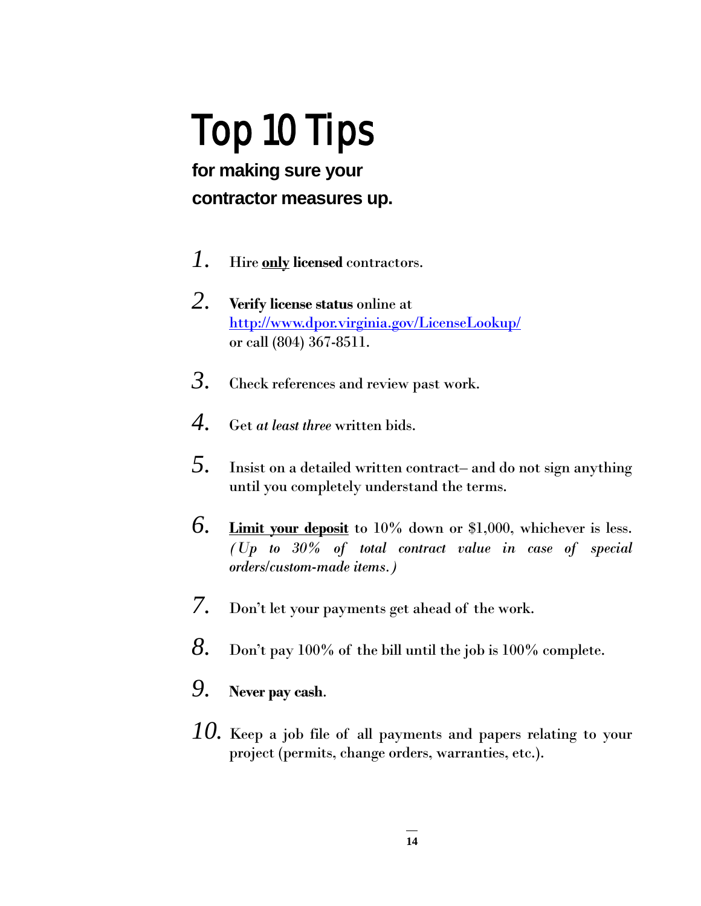# Top 10 Tips

**for making sure your contractor measures up.**

1. Hire **<u>only</u> licensed** contractors.

2. **Verify license status** online at [http://www.dpor.virginia.gov/LicenseLookup/](http://www.dpor.virginia.gov/LicenseLookup/) or call (804) 367-8511.

3. Check references and review past work.

4. Get *at least three* written bids.

5. Insist on a detailed written contract– and do not sign anything until you completely understand the terms.

6. **<u>Limit your deposit</u>** to 10% down or $1,000, whichever is less. *(Up to 30% of total contract value in case of special orders/custom-made items.)*

7. Don't let your payments get ahead of the work.

8. Don't pay 100% of the bill until the job is 100% complete.

9. **Never pay cash**.

10. Keep a job file of all payments and papers relating to your project (permits, change orders, warranties, etc.).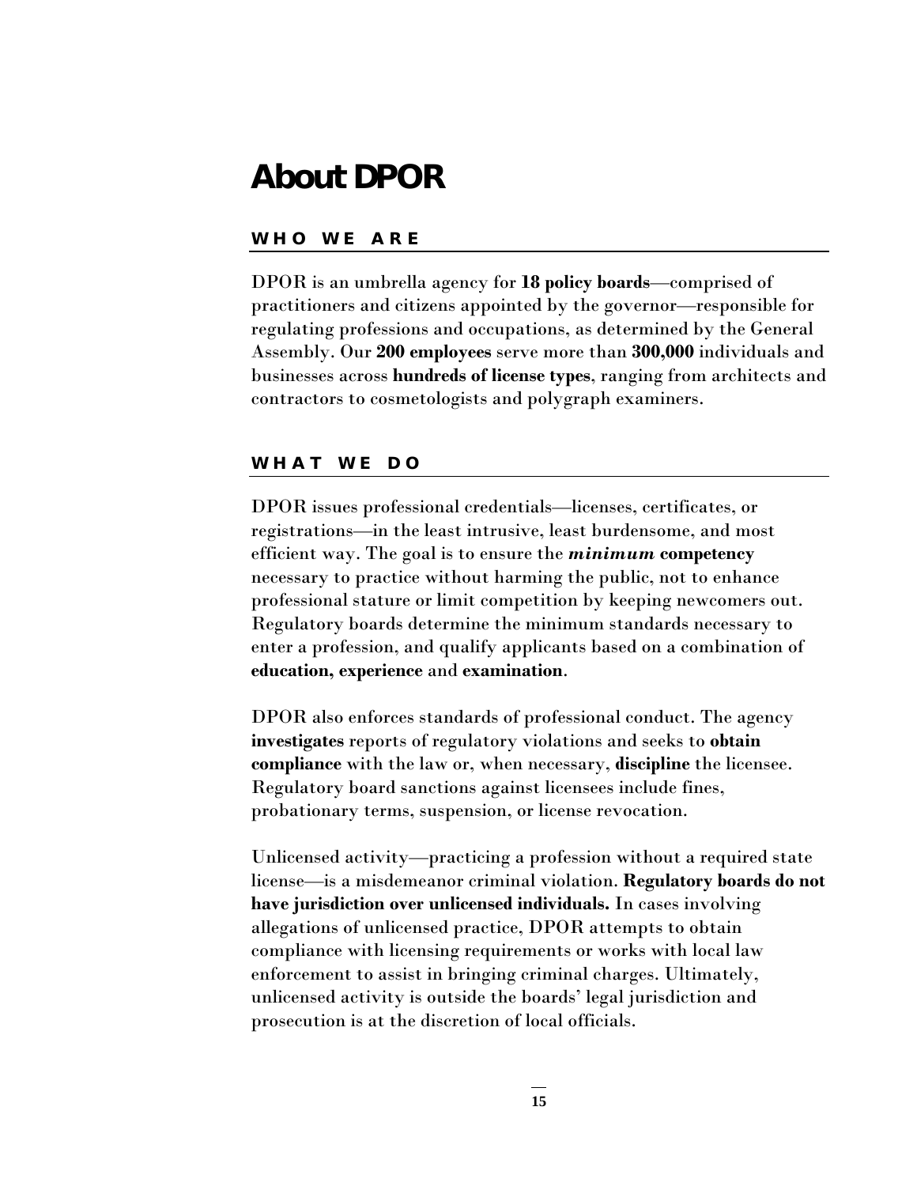# About DPOR

## WHO WE ARE

DPOR is an umbrella agency for **18 policy boards**—comprised of practitioners and citizens appointed by the governor—responsible for regulating professions and occupations, as determined by the General Assembly. Our **200 employees** serve more than **300,000** individuals and businesses across **hundreds of license types**, ranging from architects and contractors to cosmetologists and polygraph examiners.

## WHAT WE DO

DPOR issues professional credentials—licenses, certificates, or registrations—in the least intrusive, least burdensome, and most efficient way. The goal is to ensure the ***minimum*** **competency** necessary to practice without harming the public, not to enhance professional stature or limit competition by keeping newcomers out. Regulatory boards determine the minimum standards necessary to enter a profession, and qualify applicants based on a combination of **education, experience** and **examination**.

DPOR also enforces standards of professional conduct. The agency **investigates** reports of regulatory violations and seeks to **obtain compliance** with the law or, when necessary, **discipline** the licensee. Regulatory board sanctions against licensees include fines, probationary terms, suspension, or license revocation.

Unlicensed activity—practicing a profession without a required state license—is a misdemeanor criminal violation. **Regulatory boards do not have jurisdiction over unlicensed individuals.** In cases involving allegations of unlicensed practice, DPOR attempts to obtain compliance with licensing requirements or works with local law enforcement to assist in bringing criminal charges. Ultimately, unlicensed activity is outside the boards' legal jurisdiction and prosecution is at the discretion of local officials.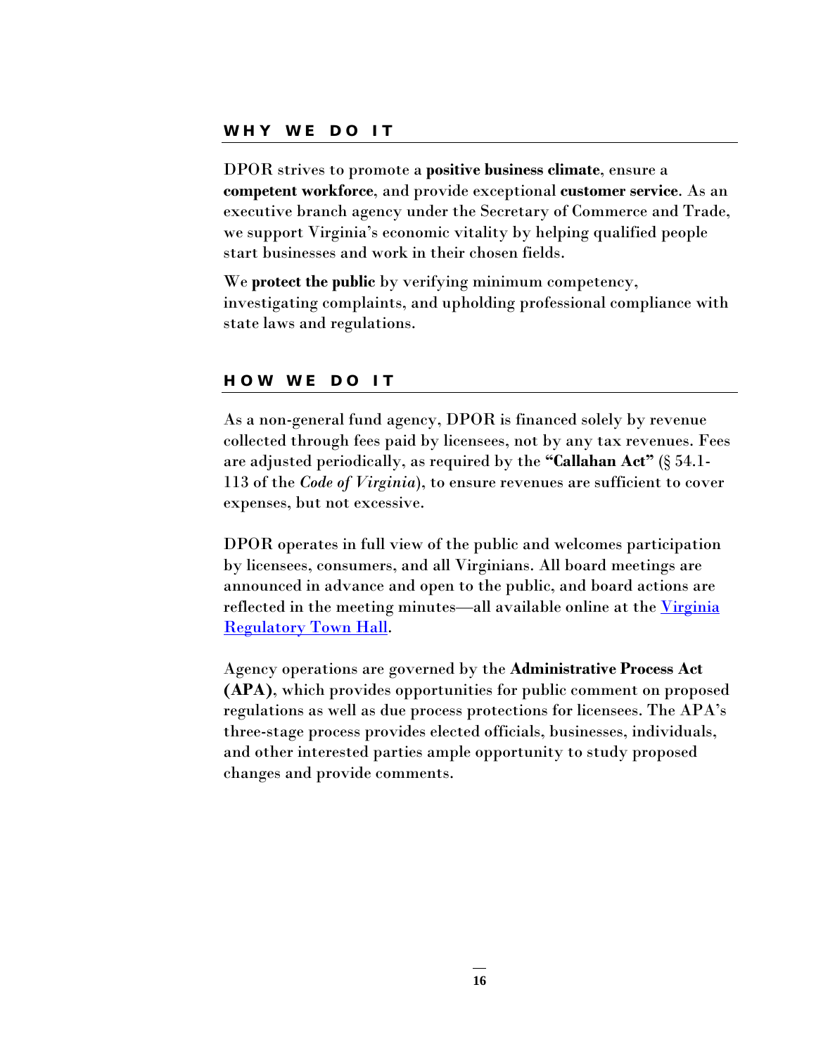## WHY WE DO IT

DPOR strives to promote a **positive business climate**, ensure a **competent workforce**, and provide exceptional **customer service**. As an executive branch agency under the Secretary of Commerce and Trade, we support Virginia's economic vitality by helping qualified people start businesses and work in their chosen fields.

We **protect the public** by verifying minimum competency, investigating complaints, and upholding professional compliance with state laws and regulations.

## HOW WE DO IT

As a non-general fund agency, DPOR is financed solely by revenue collected through fees paid by licensees, not by any tax revenues. Fees are adjusted periodically, as required by the **"Callahan Act"** (§ 54.1-113 of the *Code of Virginia*), to ensure revenues are sufficient to cover expenses, but not excessive.

DPOR operates in full view of the public and welcomes participation by licensees, consumers, and all Virginians. All board meetings are announced in advance and open to the public, and board actions are reflected in the meeting minutes—all available online at the [Virginia Regulatory Town Hall](#).

Agency operations are governed by the **Administrative Process Act (APA)**, which provides opportunities for public comment on proposed regulations as well as due process protections for licensees. The APA's three-stage process provides elected officials, businesses, individuals, and other interested parties ample opportunity to study proposed changes and provide comments.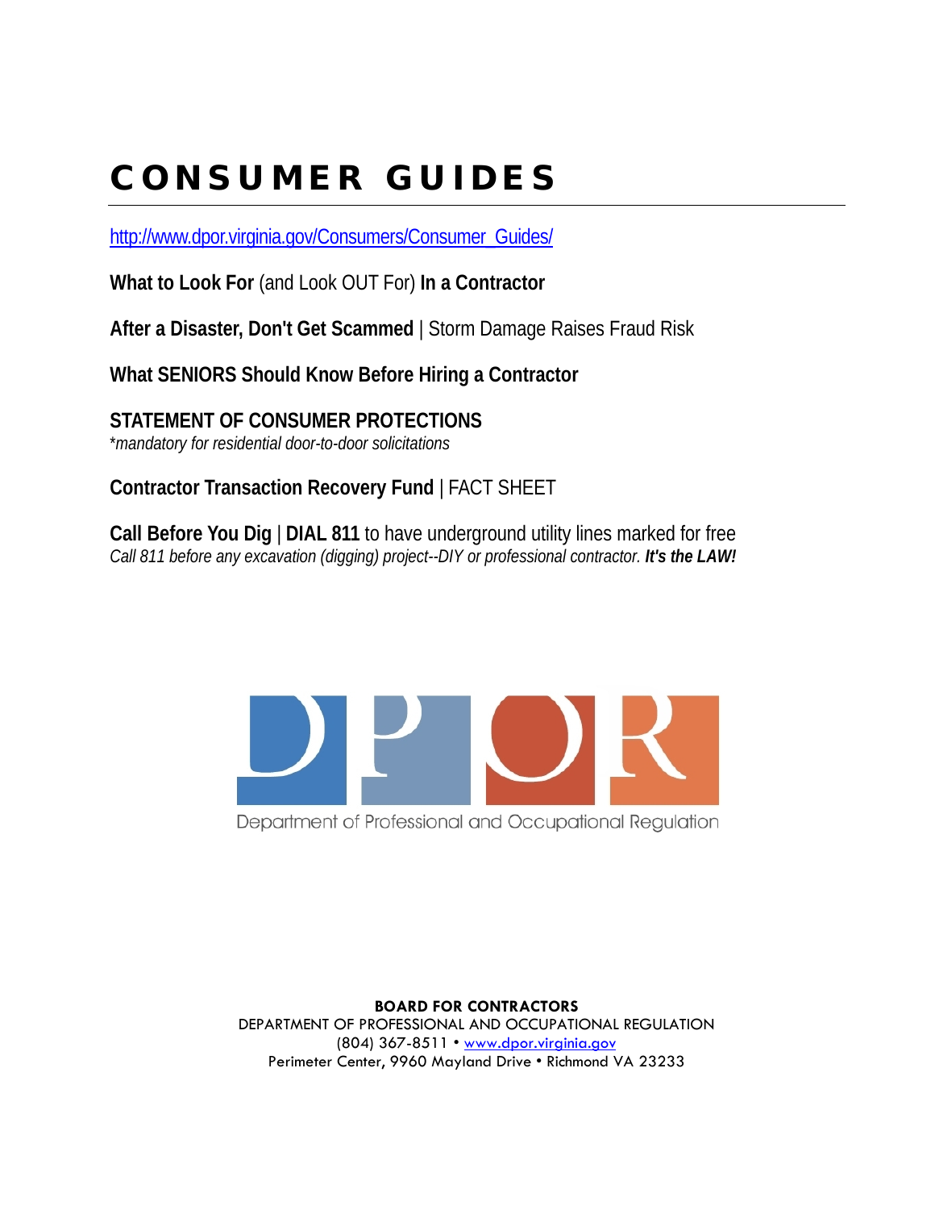# CONSUMER GUIDES

http://www.dpor.virginia.gov/Consumers/Consumer_Guides/

**What to Look For** (and Look OUT For) **In a Contractor**

**After a Disaster, Don't Get Scammed** | Storm Damage Raises Fraud Risk

**What SENIORS Should Know Before Hiring a Contractor**

**STATEMENT OF CONSUMER PROTECTIONS**
*\*mandatory for residential door-to-door solicitations*

**Contractor Transaction Recovery Fund** | FACT SHEET

**Call Before You Dig** | **DIAL 811** to have underground utility lines marked for free
*Call 811 before any excavation (digging) project--DIY or professional contractor.* ***It's the LAW!***

DPOR
Department of Professional and Occupational Regulation

**BOARD FOR CONTRACTORS**
DEPARTMENT OF PROFESSIONAL AND OCCUPATIONAL REGULATION
(804) 367-8511 • www.dpor.virginia.gov
Perimeter Center, 9960 Mayland Drive • Richmond VA 23233